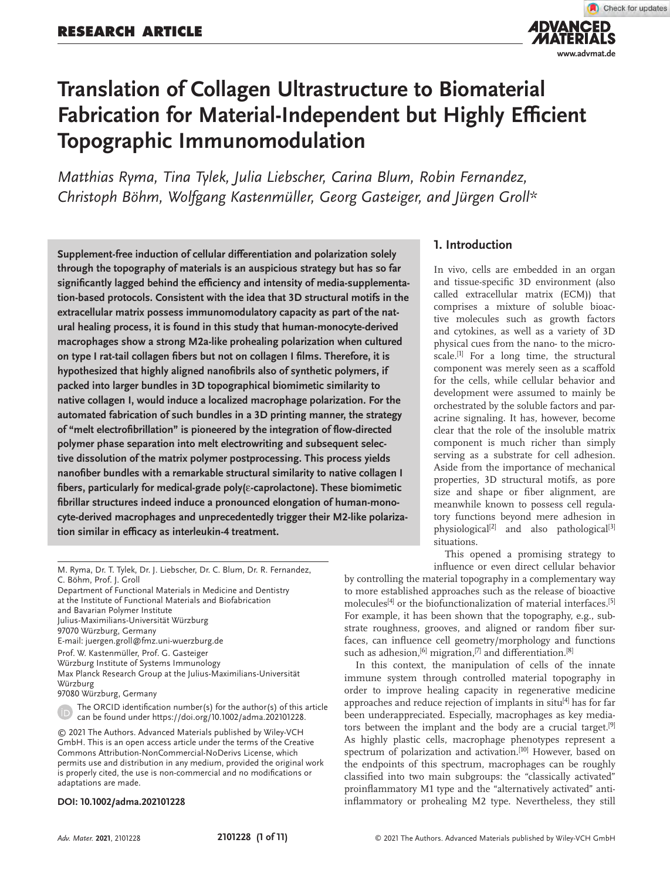# Translation of Collagen Ultrastructure to Biomaterial Fabrication for Material-Independent but Highly Efficient Topographic Immunomodulation

*Matthias Ryma, Tina Tylek, Julia Liebscher, Carina Blum, Robin Fernandez, Christoph Böhm, Wolfgang Kastenmüller, Georg Gasteiger, and Jürgen Groll\**

**Supplement-free induction of cellular differentiation and polarization solely through the topography of materials is an auspicious strategy but has so far significantly lagged behind the efficiency and intensity of media-supplementation-based protocols. Consistent with the idea that 3D structural motifs in the extracellular matrix possess immunomodulatory capacity as part of the natural healing process, it is found in this study that human-monocyte-derived macrophages show a strong M2a-like prohealing polarization when cultured on type I rat-tail collagen fibers but not on collagen I films. Therefore, it is hypothesized that highly aligned nanofibrils also of synthetic polymers, if packed into larger bundles in 3D topographical biomimetic similarity to native collagen I, would induce a localized macrophage polarization. For the automated fabrication of such bundles in a 3D printing manner, the strategy of "melt electrofibrillation" is pioneered by the integration of flow-directed polymer phase separation into melt electrowriting and subsequent selective dissolution of the matrix polymer postprocessing. This process yields nanofiber bundles with a remarkable structural similarity to native collagen I fibers, particularly for medical-grade poly(ε-caprolactone). These biomimetic fibrillar structures indeed induce a pronounced elongation of human-monocyte-derived macrophages and unprecedentedly trigger their M2-like polarization similar in efficacy as interleukin-4 treatment.**

## 1. Introduction

In vivo, cells are embedded in an organ and tissue-specific 3D environment (also called extracellular matrix (ECM)) that comprises a mixture of soluble bioactive molecules such as growth factors and cytokines, as well as a variety of 3D physical cues from the nano- to the microscale.[1] For a long time, the structural component was merely seen as a scaffold for the cells, while cellular behavior and development were assumed to mainly be orchestrated by the soluble factors and paracrine signaling. It has, however, become clear that the role of the insoluble matrix component is much richer than simply serving as a substrate for cell adhesion. Aside from the importance of mechanical properties, 3D structural motifs, as pore size and shape or fiber alignment, are meanwhile known to possess cell regulatory functions beyond mere adhesion in physiological[2] and also pathological[3] situations.

This opened a promising strategy to influence or even direct cellular behavior by controlling the material topography in a complementary way to more established approaches such as the release of bioactive molecules[4] or the biofunctionalization of material interfaces.[5] For example, it has been shown that the topography, e.g., substrate roughness, grooves, and aligned or random fiber surfaces, can influence cell geometry/morphology and functions such as adhesion,[6] migration,[7] and differentiation.[8]

In this context, the manipulation of cells of the innate immune system through controlled material topography in order to improve healing capacity in regenerative medicine approaches and reduce rejection of implants in situ[4] has for far been underappreciated. Especially, macrophages as key mediators between the implant and the body are a crucial target.[9] As highly plastic cells, macrophage phenotypes represent a spectrum of polarization and activation.[10] However, based on the endpoints of this spectrum, macrophages can be roughly classified into two main subgroups: the "classically activated" proinflammatory M1 type and the "alternatively activated" anti-inflammatory or prohealing M2 type. Nevertheless, they still

M. Ryma, Dr. T. Tylek, Dr. J. Liebscher, Dr. C. Blum, Dr. R. Fernandez, C. Böhm, Prof. J. Groll
Department of Functional Materials in Medicine and Dentistry at the Institute of Functional Materials and Biofabrication and Bavarian Polymer Institute
Julius-Maximilians-Universität Würzburg
97070 Würzburg, Germany
E-mail: juergen.groll@fmz.uni-wuerzburg.de

Prof. W. Kastenmüller, Prof. G. Gasteiger
Würzburg Institute of Systems Immunology
Max Planck Research Group at the Julius-Maximilians-Universität Würzburg
97080 Würzburg, Germany

The ORCID identification number(s) for the author(s) of this article can be found under https://doi.org/10.1002/adma.202101228.

© 2021 The Authors. Advanced Materials published by Wiley-VCH GmbH. This is an open access article under the terms of the Creative Commons Attribution-NonCommercial-NoDerivs License, which permits use and distribution in any medium, provided the original work is properly cited, the use is non-commercial and no modifications or adaptations are made.

**DOI: 10.1002/adma.202101228**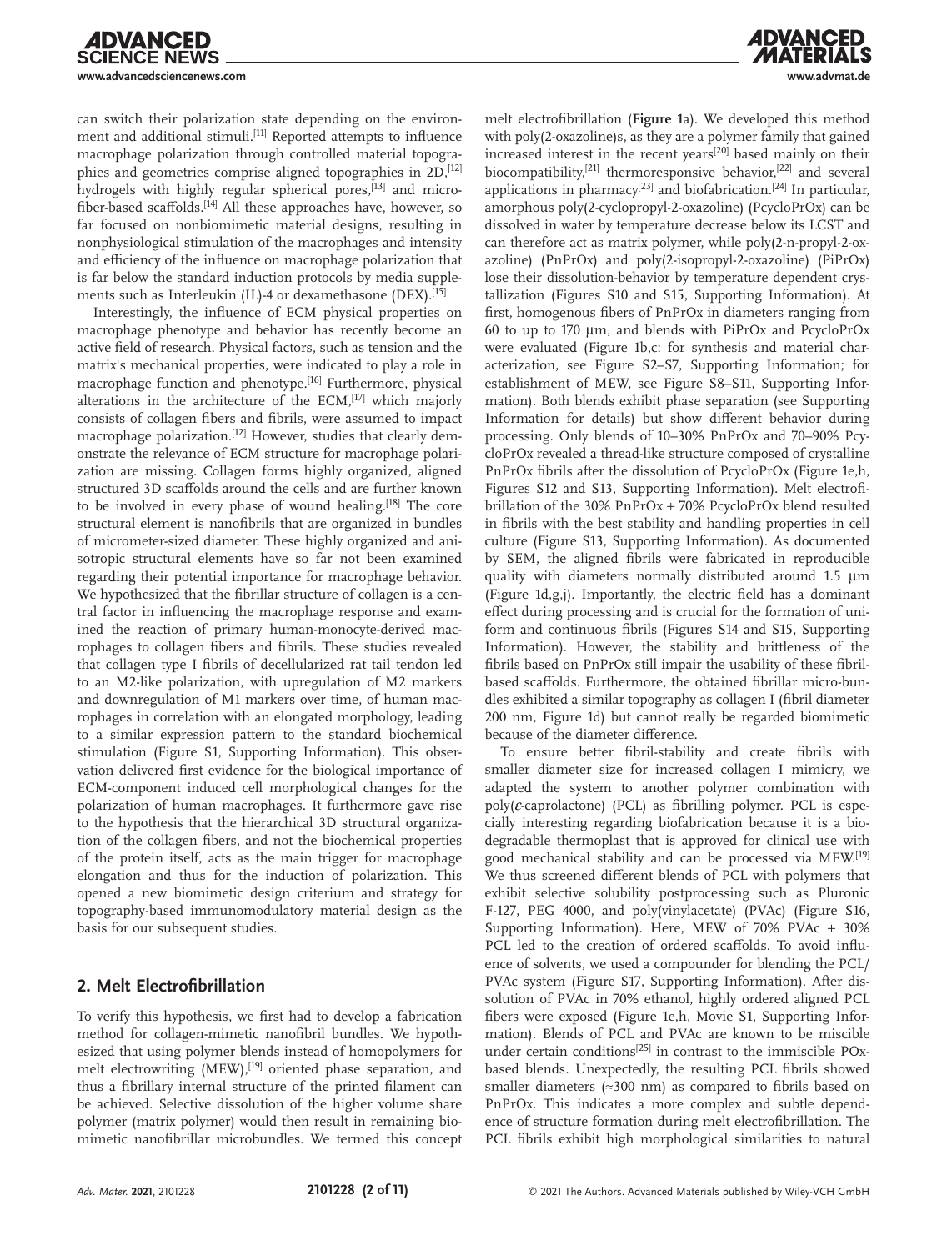can switch their polarization state depending on the environment and additional stimuli.[11] Reported attempts to influence macrophage polarization through controlled material topographies and geometries comprise aligned topographies in 2D,[12] hydrogels with highly regular spherical pores,[13] and microfiber-based scaffolds.[14] All these approaches have, however, so far focused on nonbiomimetic material designs, resulting in nonphysiological stimulation of the macrophages and intensity and efficiency of the influence on macrophage polarization that is far below the standard induction protocols by media supplements such as Interleukin (IL)-4 or dexamethasone (DEX).[15]

Interestingly, the influence of ECM physical properties on macrophage phenotype and behavior has recently become an active field of research. Physical factors, such as tension and the matrix's mechanical properties, were indicated to play a role in macrophage function and phenotype.[16] Furthermore, physical alterations in the architecture of the ECM,[17] which majorly consists of collagen fibers and fibrils, were assumed to impact macrophage polarization.[12] However, studies that clearly demonstrate the relevance of ECM structure for macrophage polarization are missing. Collagen forms highly organized, aligned structured 3D scaffolds around the cells and are further known to be involved in every phase of wound healing.[18] The core structural element is nanofibrils that are organized in bundles of micrometer-sized diameter. These highly organized and anisotropic structural elements have so far not been examined regarding their potential importance for macrophage behavior. We hypothesized that the fibrillar structure of collagen is a central factor in influencing the macrophage response and examined the reaction of primary human-monocyte-derived macrophages to collagen fibers and fibrils. These studies revealed that collagen type I fibrils of decellularized rat tail tendon led to an M2-like polarization, with upregulation of M2 markers and downregulation of M1 markers over time, of human macrophages in correlation with an elongated morphology, leading to a similar expression pattern to the standard biochemical stimulation (Figure S1, Supporting Information). This observation delivered first evidence for the biological importance of ECM-component induced cell morphological changes for the polarization of human macrophages. It furthermore gave rise to the hypothesis that the hierarchical 3D structural organization of the collagen fibers, and not the biochemical properties of the protein itself, acts as the main trigger for macrophage elongation and thus for the induction of polarization. This opened a new biomimetic design criterium and strategy for topography-based immunomodulatory material design as the basis for our subsequent studies.

## 2. Melt Electrofibrillation

To verify this hypothesis, we first had to develop a fabrication method for collagen-mimetic nanofibril bundles. We hypothesized that using polymer blends instead of homopolymers for melt electrowriting (MEW),[19] oriented phase separation, and thus a fibrillary internal structure of the printed filament can be achieved. Selective dissolution of the higher volume share polymer (matrix polymer) would then result in remaining biomimetic nanofibrillar microbundles. We termed this concept melt electrofibrillation (**Figure 1**a). We developed this method with poly(2-oxazoline)s, as they are a polymer family that gained increased interest in the recent years[20] based mainly on their biocompatibility,[21] thermoresponsive behavior,[22] and several applications in pharmacy[23] and biofabrication.[24] In particular, amorphous poly(2-cyclopropyl-2-oxazoline) (PcycloPrOx) can be dissolved in water by temperature decrease below its LCST and can therefore act as matrix polymer, while poly(2-n-propyl-2-oxazoline) (PnPrOx) and poly(2-isopropyl-2-oxazoline) (PiPrOx) lose their dissolution-behavior by temperature dependent crystallization (Figures S10 and S15, Supporting Information). At first, homogenous fibers of PnPrOx in diameters ranging from 60 to up to 170 µm, and blends with PiPrOx and PcycloPrOx were evaluated (Figure 1b,c: for synthesis and material characterization, see Figure S2–S7, Supporting Information; for establishment of MEW, see Figure S8–S11, Supporting Information). Both blends exhibit phase separation (see Supporting Information for details) but show different behavior during processing. Only blends of 10–30% PnPrOx and 70–90% PcycloPrOx revealed a thread-like structure composed of crystalline PnPrOx fibrils after the dissolution of PcycloPrOx (Figure 1e,h, Figures S12 and S13, Supporting Information). Melt electrofibrillation of the 30% PnPrOx + 70% PcycloPrOx blend resulted in fibrils with the best stability and handling properties in cell culture (Figure S13, Supporting Information). As documented by SEM, the aligned fibrils were fabricated in reproducible quality with diameters normally distributed around 1.5 µm (Figure 1d,g,j). Importantly, the electric field has a dominant effect during processing and is crucial for the formation of uniform and continuous fibrils (Figures S14 and S15, Supporting Information). However, the stability and brittleness of the fibrils based on PnPrOx still impair the usability of these fibril-based scaffolds. Furthermore, the obtained fibrillar micro-bundles exhibited a similar topography as collagen I (fibril diameter 200 nm, Figure 1d) but cannot really be regarded biomimetic because of the diameter difference.

To ensure better fibril-stability and create fibrils with smaller diameter size for increased collagen I mimicry, we adapted the system to another polymer combination with poly($\varepsilon$-caprolactone) (PCL) as fibrilling polymer. PCL is especially interesting regarding biofabrication because it is a biodegradable thermoplast that is approved for clinical use with good mechanical stability and can be processed via MEW.[19] We thus screened different blends of PCL with polymers that exhibit selective solubility postprocessing such as Pluronic F-127, PEG 4000, and poly(vinylacetate) (PVAc) (Figure S16, Supporting Information). Here, MEW of 70% PVAc + 30% PCL led to the creation of ordered scaffolds. To avoid influence of solvents, we used a compounder for blending the PCL/PVAc system (Figure S17, Supporting Information). After dissolution of PVAc in 70% ethanol, highly ordered aligned PCL fibers were exposed (Figure 1e,h, Movie S1, Supporting Information). Blends of PCL and PVAc are known to be miscible under certain conditions[25] in contrast to the immiscible POx-based blends. Unexpectedly, the resulting PCL fibrils showed smaller diameters (≈300 nm) as compared to fibrils based on PnPrOx. This indicates a more complex and subtle dependence of structure formation during melt electrofibrillation. The PCL fibrils exhibit high morphological similarities to natural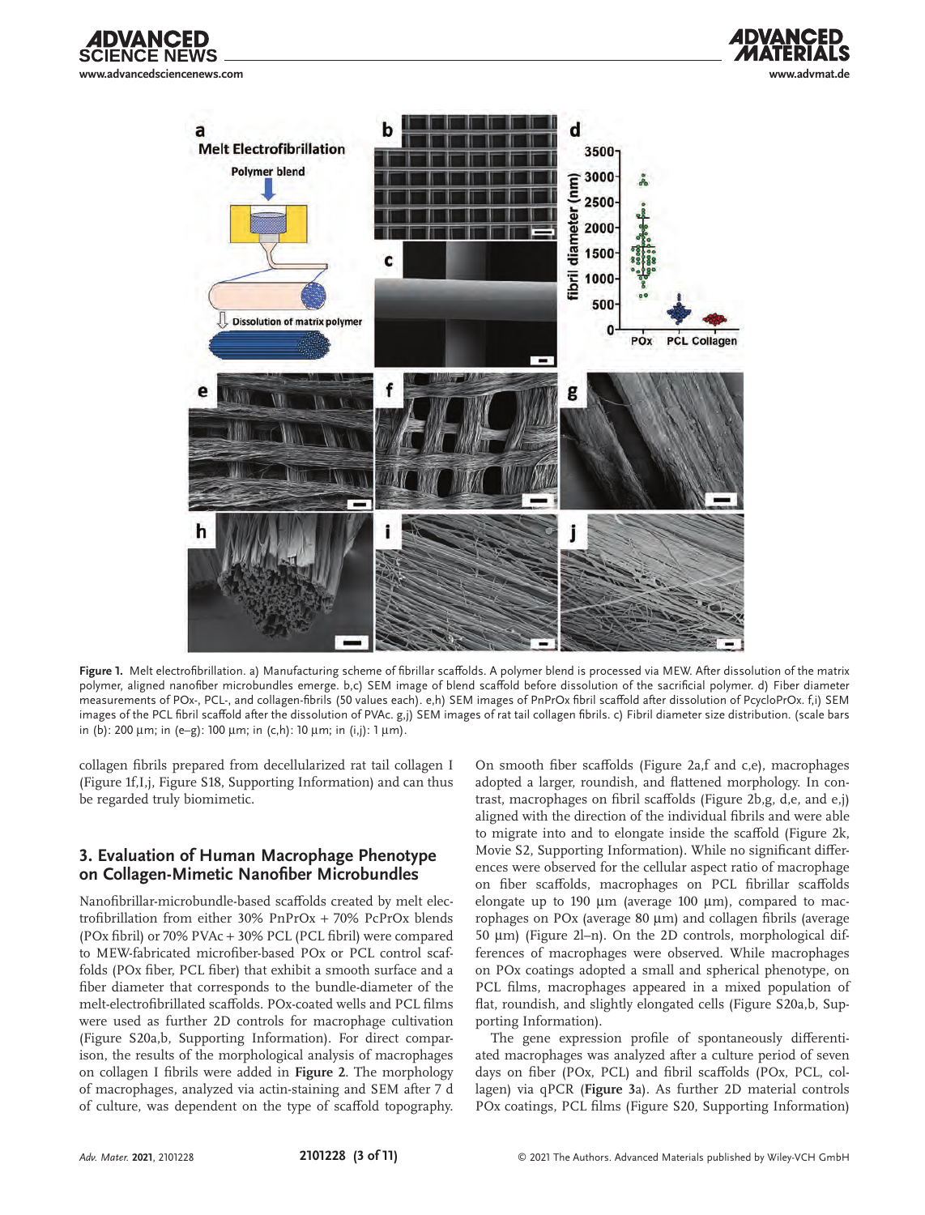**Figure 1.** Melt electrofibrillation. a) Manufacturing scheme of fibrillar scaffolds. A polymer blend is processed via MEW. After dissolution of the matrix polymer, aligned nanofiber microbundles emerge. b,c) SEM image of blend scaffold before dissolution of the sacrificial polymer. d) Fiber diameter measurements of POx-, PCL-, and collagen-fibrils (50 values each). e,h) SEM images of PnPrOx fibril scaffold after dissolution of PcycloPrOx. f,i) SEM images of the PCL fibril scaffold after the dissolution of PVAc. g,j) SEM images of rat tail collagen fibrils. c) Fibril diameter size distribution. (scale bars in (b): 200 µm; in (e–g): 100 µm; in (c,h): 10 µm; in (i,j): 1 µm).

collagen fibrils prepared from decellularized rat tail collagen I (Figure 1f,I,j, Figure S18, Supporting Information) and can thus be regarded truly biomimetic.

## 3. Evaluation of Human Macrophage Phenotype on Collagen-Mimetic Nanofiber Microbundles

Nanofibrillar-microbundle-based scaffolds created by melt electrofibrillation from either 30% PnPrOx + 70% PcPrOx blends (POx fibril) or 70% PVAc + 30% PCL (PCL fibril) were compared to MEW-fabricated microfiber-based POx or PCL control scaffolds (POx fiber, PCL fiber) that exhibit a smooth surface and a fiber diameter that corresponds to the bundle-diameter of the melt-electrofibrillated scaffolds. POx-coated wells and PCL films were used as further 2D controls for macrophage cultivation (Figure S20a,b, Supporting Information). For direct comparison, the results of the morphological analysis of macrophages on collagen I fibrils were added in **Figure 2**. The morphology of macrophages, analyzed via actin-staining and SEM after 7 d of culture, was dependent on the type of scaffold topography. On smooth fiber scaffolds (Figure 2a,f and c,e), macrophages adopted a larger, roundish, and flattened morphology. In contrast, macrophages on fibril scaffolds (Figure 2b,g, d,e, and e,j) aligned with the direction of the individual fibrils and were able to migrate into and to elongate inside the scaffold (Figure 2k, Movie S2, Supporting Information). While no significant differences were observed for the cellular aspect ratio of macrophage on fiber scaffolds, macrophages on PCL fibrillar scaffolds elongate up to 190 µm (average 100 µm), compared to macrophages on POx (average 80 µm) and collagen fibrils (average 50 µm) (Figure 2l–n). On the 2D controls, morphological differences of macrophages were observed. While macrophages on POx coatings adopted a small and spherical phenotype, on PCL films, macrophages appeared in a mixed population of flat, roundish, and slightly elongated cells (Figure S20a,b, Supporting Information).

The gene expression profile of spontaneously differentiated macrophages was analyzed after a culture period of seven days on fiber (POx, PCL) and fibril scaffolds (POx, PCL, collagen) via qPCR (**Figure 3**a). As further 2D material controls POx coatings, PCL films (Figure S20, Supporting Information)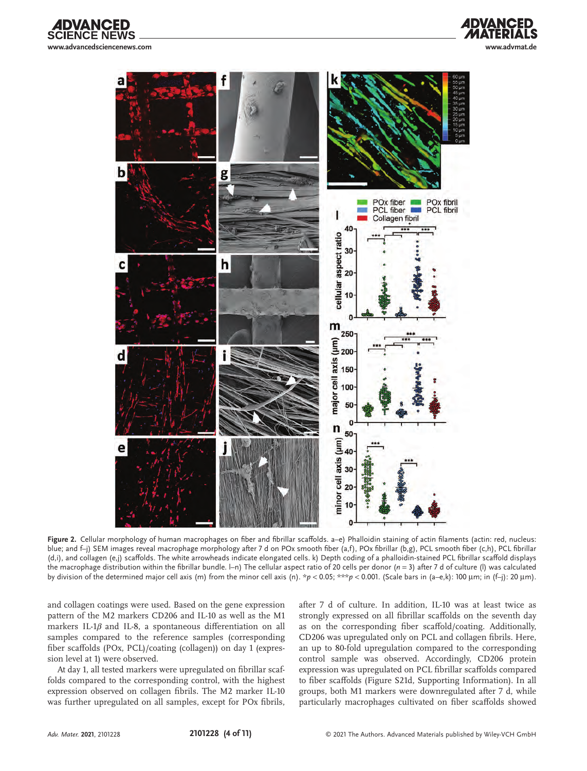**Figure 2.** Cellular morphology of human macrophages on fiber and fibrillar scaffolds. a–e) Phalloidin staining of actin filaments (actin: red, nucleus: blue; and f–j) SEM images reveal macrophage morphology after 7 d on POx smooth fiber (a,f), POx fibrillar only (b,g), PCL smooth fiber (c,h), PCL fibrillar (d,i), and collagen (e,j) scaffolds. The white arrowheads indicate elongated cells. k) Depth coding of a phalloidin-stained PCL fibrillar scaffold displays the macrophage distribution within the fibrillar bundle. l–n) The cellular aspect ratio of 20 cells per donor ($n = 3$) after 7 d of culture (l) was calculated by division of the determined major cell axis (m) from the minor cell axis (n). $*p < 0.05$; $***p < 0.001$. (Scale bars in (a–e,k): 100 µm; in (f–j): 20 µm).

and collagen coatings were used. Based on the gene expression pattern of the M2 markers CD206 and IL-10 as well as the M1 markers IL-1$\beta$ and IL-8, a spontaneous differentiation on all samples compared to the reference samples (corresponding fiber scaffolds (POx, PCL)/coating (collagen)) on day 1 (expression level at 1) were observed.

At day 1, all tested markers were upregulated on fibrillar scaffolds compared to the corresponding control, with the highest expression observed on collagen fibrils. The M2 marker IL-10 was further upregulated on all samples, except for POx fibrils, after 7 d of culture. In addition, IL-10 was at least twice as strongly expressed on all fibrillar scaffolds on the seventh day as on the corresponding fiber scaffold/coating. Additionally, CD206 was upregulated only on PCL and collagen fibrils. Here, an up to 80-fold upregulation compared to the corresponding control sample was observed. Accordingly, CD206 protein expression was upregulated on PCL fibrillar scaffolds compared to fiber scaffolds (Figure S21d, Supporting Information). In all groups, both M1 markers were downregulated after 7 d, while particularly macrophages cultivated on fiber scaffolds showed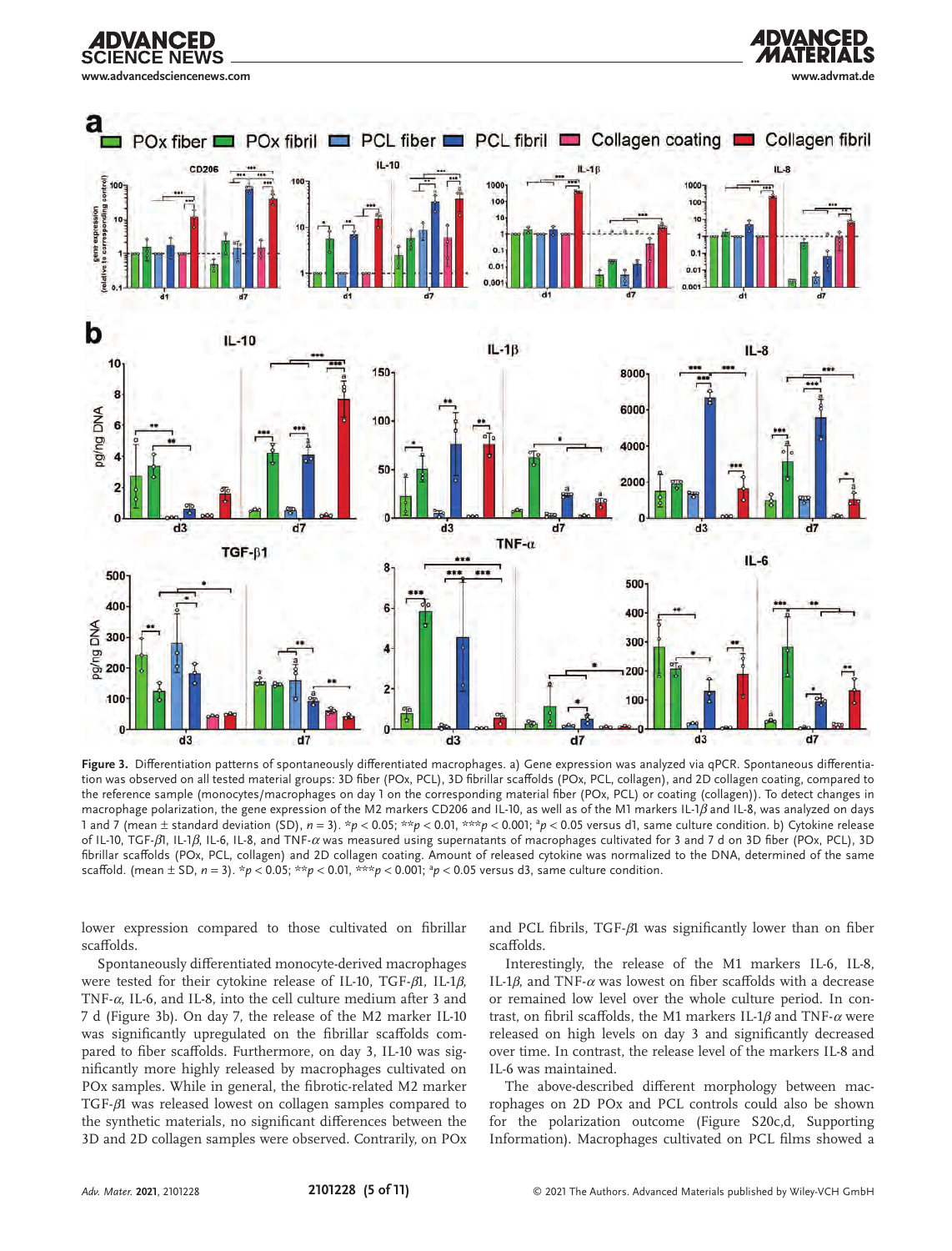**Figure 3.** Differentiation patterns of spontaneously differentiated macrophages. a) Gene expression was analyzed via qPCR. Spontaneous differentiation was observed on all tested material groups: 3D fiber (POx, PCL), 3D fibrillar scaffolds (POx, PCL, collagen), and 2D collagen coating, compared to the reference sample (monocytes/macrophages on day 1 on the corresponding material fiber (POx, PCL) or coating (collagen)). To detect changes in macrophage polarization, the gene expression of the M2 markers CD206 and IL-10, as well as of the M1 markers IL-1$\beta$ and IL-8, was analyzed on days 1 and 7 (mean ± standard deviation (SD), $n = 3$). *$p < 0.05$; **$p < 0.01$, ***$p < 0.001$; $^{a}p < 0.05$ versus d1, same culture condition. b) Cytokine release of IL-10, TGF-$\beta$1, IL-1$\beta$, IL-6, IL-8, and TNF-$\alpha$ was measured using supernatants of macrophages cultivated for 3 and 7 d on 3D fiber (POx, PCL), 3D fibrillar scaffolds (POx, PCL, collagen) and 2D collagen coating. Amount of released cytokine was normalized to the DNA, determined of the same scaffold. (mean ± SD, $n = 3$). *$p < 0.05$; **$p < 0.01$, ***$p < 0.001$; $^{a}p < 0.05$ versus d3, same culture condition.

lower expression compared to those cultivated on fibrillar scaffolds.

Spontaneously differentiated monocyte-derived macrophages were tested for their cytokine release of IL-10, TGF-$\beta$1, IL-1$\beta$, TNF-$\alpha$, IL-6, and IL-8, into the cell culture medium after 3 and 7 d (Figure 3b). On day 7, the release of the M2 marker IL-10 was significantly upregulated on the fibrillar scaffolds compared to fiber scaffolds. Furthermore, on day 3, IL-10 was significantly more highly released by macrophages cultivated on POx samples. While in general, the fibrotic-related M2 marker TGF-$\beta$1 was released lowest on collagen samples compared to the synthetic materials, no significant differences between the 3D and 2D collagen samples were observed. Contrarily, on POx and PCL fibrils, TGF-$\beta$1 was significantly lower than on fiber scaffolds.

Interestingly, the release of the M1 markers IL-6, IL-8, IL-1$\beta$, and TNF-$\alpha$ was lowest on fiber scaffolds with a decrease or remained low level over the whole culture period. In contrast, on fibril scaffolds, the M1 markers IL-1$\beta$ and TNF-$\alpha$ were released on high levels on day 3 and significantly decreased over time. In contrast, the release level of the markers IL-8 and IL-6 was maintained.

The above-described different morphology between macrophages on 2D POx and PCL controls could also be shown for the polarization outcome (Figure S20c,d, Supporting Information). Macrophages cultivated on PCL films showed a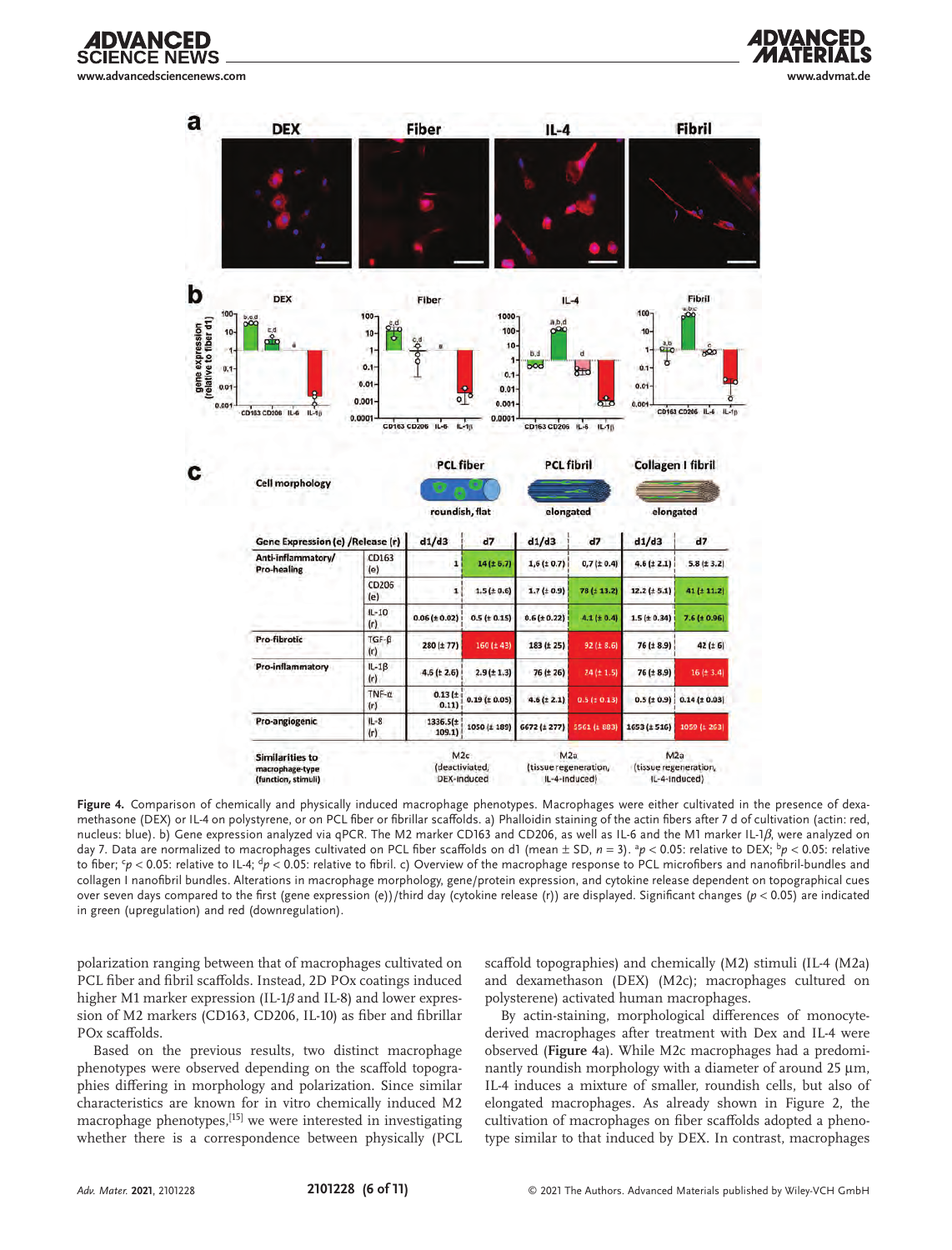**Figure 4.** Comparison of chemically and physically induced macrophage phenotypes. Macrophages were either cultivated in the presence of dexamethasone (DEX) or IL-4 on polystyrene, or on PCL fiber or fibrillar scaffolds. a) Phalloidin staining of the actin fibers after 7 d of cultivation (actin: red, nucleus: blue). b) Gene expression analyzed via qPCR. The M2 marker CD163 and CD206, as well as IL-6 and the M1 marker IL-1$\beta$, were analyzed on day 7. Data are normalized to macrophages cultivated on PCL fiber scaffolds on d1 (mean ± SD, $n = 3$). $^{a}p < 0.05$: relative to DEX; $^{b}p < 0.05$: relative to fiber; $^{c}p < 0.05$: relative to IL-4; $^{d}p < 0.05$: relative to fibril. c) Overview of the macrophage response to PCL microfibers and nanofibril-bundles and collagen I nanofibril bundles. Alterations in macrophage morphology, gene/protein expression, and cytokine release dependent on topographical cues over seven days compared to the first (gene expression (e))/third day (cytokine release (r)) are displayed. Significant changes ($p < 0.05$) are indicated in green (upregulation) and red (downregulation).

polarization ranging between that of macrophages cultivated on PCL fiber and fibril scaffolds. Instead, 2D POx coatings induced higher M1 marker expression (IL-1$\beta$ and IL-8) and lower expression of M2 markers (CD163, CD206, IL-10) as fiber and fibrillar POx scaffolds.

Based on the previous results, two distinct macrophage phenotypes were observed depending on the scaffold topographies differing in morphology and polarization. Since similar characteristics are known for in vitro chemically induced M2 macrophage phenotypes,[15] we were interested in investigating whether there is a correspondence between physically (PCL scaffold topographies) and chemically (M2) stimuli (IL-4 (M2a) and dexamethason (DEX) (M2c); macrophages cultured on polysterene) activated human macrophages.

By actin-staining, morphological differences of monocyte-derived macrophages after treatment with Dex and IL-4 were observed (**Figure 4**a). While M2c macrophages had a predominantly roundish morphology with a diameter of around 25 µm, IL-4 induces a mixture of smaller, roundish cells, but also of elongated macrophages. As already shown in Figure 2, the cultivation of macrophages on fiber scaffolds adopted a phenotype similar to that induced by DEX. In contrast, macrophages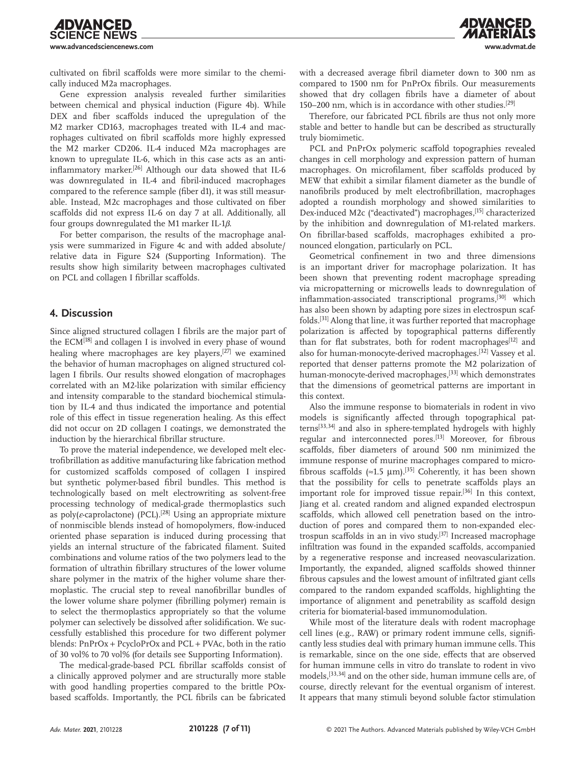cultivated on fibril scaffolds were more similar to the chemically induced M2a macrophages.

Gene expression analysis revealed further similarities between chemical and physical induction (Figure 4b). While DEX and fiber scaffolds induced the upregulation of the M2 marker CD163, macrophages treated with IL-4 and macrophages cultivated on fibril scaffolds more highly expressed the M2 marker CD206. IL-4 induced M2a macrophages are known to upregulate IL-6, which in this case acts as an anti-inflammatory marker.[26] Although our data showed that IL-6 was downregulated in IL-4 and fibril-induced macrophages compared to the reference sample (fiber d1), it was still measurable. Instead, M2c macrophages and those cultivated on fiber scaffolds did not express IL-6 on day 7 at all. Additionally, all four groups downregulated the M1 marker IL-1$\beta$.

For better comparison, the results of the macrophage analysis were summarized in Figure 4c and with added absolute/relative data in Figure S24 (Supporting Information). The results show high similarity between macrophages cultivated on PCL and collagen I fibrillar scaffolds.

## 4. Discussion

Since aligned structured collagen I fibrils are the major part of the ECM[18] and collagen I is involved in every phase of wound healing where macrophages are key players,[27] we examined the behavior of human macrophages on aligned structured collagen I fibrils. Our results showed elongation of macrophages correlated with an M2-like polarization with similar efficiency and intensity comparable to the standard biochemical stimulation by IL-4 and thus indicated the importance and potential role of this effect in tissue regeneration healing. As this effect did not occur on 2D collagen I coatings, we demonstrated the induction by the hierarchical fibrillar structure.

To prove the material independence, we developed melt electrofibrillation as additive manufacturing like fabrication method for customized scaffolds composed of collagen I inspired but synthetic polymer-based fibril bundles. This method is technologically based on melt electrowriting as solvent-free processing technology of medical-grade thermoplastics such as poly($\varepsilon$-caprolactone) (PCL).[28] Using an appropriate mixture of nonmiscible blends instead of homopolymers, flow-induced oriented phase separation is induced during processing that yields an internal structure of the fabricated filament. Suited combinations and volume ratios of the two polymers lead to the formation of ultrathin fibrillary structures of the lower volume share polymer in the matrix of the higher volume share thermoplastic. The crucial step to reveal nanofibrillar bundles of the lower volume share polymer (fibrilling polymer) remain is to select the thermoplastics appropriately so that the volume polymer can selectively be dissolved after solidification. We successfully established this procedure for two different polymer blends: PnPrOx + PcycloPrOx and PCL + PVAc, both in the ratio of 30 vol% to 70 vol% (for details see Supporting Information).

The medical-grade-based PCL fibrillar scaffolds consist of a clinically approved polymer and are structurally more stable with good handling properties compared to the brittle POx-based scaffolds. Importantly, the PCL fibrils can be fabricated with a decreased average fibril diameter down to 300 nm as compared to 1500 nm for PnPrOx fibrils. Our measurements showed that dry collagen fibrils have a diameter of about 150–200 nm, which is in accordance with other studies.[29]

Therefore, our fabricated PCL fibrils are thus not only more stable and better to handle but can be described as structurally truly biomimetic.

PCL and PnPrOx polymeric scaffold topographies revealed changes in cell morphology and expression pattern of human macrophages. On microfilament, fiber scaffolds produced by MEW that exhibit a similar filament diameter as the bundle of nanofibrils produced by melt electrofibrillation, macrophages adopted a roundish morphology and showed similarities to Dex-induced M2c ("deactivated") macrophages,[15] characterized by the inhibition and downregulation of M1-related markers. On fibrillar-based scaffolds, macrophages exhibited a pronounced elongation, particularly on PCL.

Geometrical confinement in two and three dimensions is an important driver for macrophage polarization. It has been shown that preventing rodent macrophage spreading via micropatterning or microwells leads to downregulation of inflammation-associated transcriptional programs,[30] which has also been shown by adapting pore sizes in electrospun scaffolds.[31] Along that line, it was further reported that macrophage polarization is affected by topographical patterns differently than for flat substrates, both for rodent macrophages[12] and also for human-monocyte-derived macrophages.[32] Vassey et al. reported that denser patterns promote the M2 polarization of human-monocyte-derived macrophages,[33] which demonstrates that the dimensions of geometrical patterns are important in this context.

Also the immune response to biomaterials in rodent in vivo models is significantly affected through topographical patterns[33,34] and also in sphere-templated hydrogels with highly regular and interconnected pores.[13] Moreover, for fibrous scaffolds, fiber diameters of around 500 nm minimized the immune response of murine macrophages compared to microfibrous scaffolds (≈1.5 µm).[35] Coherently, it has been shown that the possibility for cells to penetrate scaffolds plays an important role for improved tissue repair.[36] In this context, Jiang et al. created random and aligned expanded electrospun scaffolds, which allowed cell penetration based on the introduction of pores and compared them to non-expanded electrospun scaffolds in an in vivo study.[37] Increased macrophage infiltration was found in the expanded scaffolds, accompanied by a regenerative response and increased neovascularization. Importantly, the expanded, aligned scaffolds showed thinner fibrous capsules and the lowest amount of infiltrated giant cells compared to the random expanded scaffolds, highlighting the importance of alignment and penetrability as scaffold design criteria for biomaterial-based immunomodulation.

While most of the literature deals with rodent macrophage cell lines (e.g., RAW) or primary rodent immune cells, significantly less studies deal with primary human immune cells. This is remarkable, since on the one side, effects that are observed for human immune cells in vitro do translate to rodent in vivo models,[33,34] and on the other side, human immune cells are, of course, directly relevant for the eventual organism of interest. It appears that many stimuli beyond soluble factor stimulation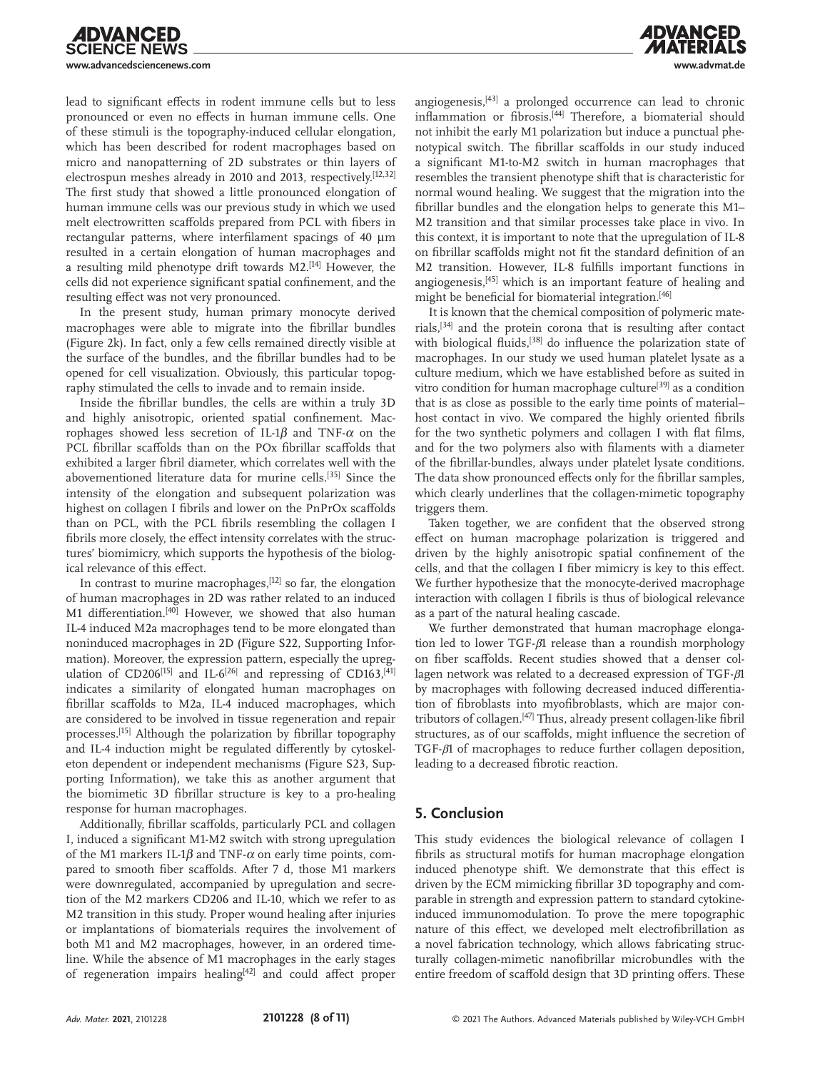lead to significant effects in rodent immune cells but to less pronounced or even no effects in human immune cells. One of these stimuli is the topography-induced cellular elongation, which has been described for rodent macrophages based on micro and nanopatterning of 2D substrates or thin layers of electrospun meshes already in 2010 and 2013, respectively.[12,32] The first study that showed a little pronounced elongation of human immune cells was our previous study in which we used melt electrowritten scaffolds prepared from PCL with fibers in rectangular patterns, where interfilament spacings of 40 µm resulted in a certain elongation of human macrophages and a resulting mild phenotype drift towards M2.[14] However, the cells did not experience significant spatial confinement, and the resulting effect was not very pronounced.

In the present study, human primary monocyte derived macrophages were able to migrate into the fibrillar bundles (Figure 2k). In fact, only a few cells remained directly visible at the surface of the bundles, and the fibrillar bundles had to be opened for cell visualization. Obviously, this particular topography stimulated the cells to invade and to remain inside.

Inside the fibrillar bundles, the cells are within a truly 3D and highly anisotropic, oriented spatial confinement. Macrophages showed less secretion of IL-1$\beta$ and TNF-$\alpha$ on the PCL fibrillar scaffolds than on the POx fibrillar scaffolds that exhibited a larger fibril diameter, which correlates well with the abovementioned literature data for murine cells.[35] Since the intensity of the elongation and subsequent polarization was highest on collagen I fibrils and lower on the PnPrOx scaffolds than on PCL, with the PCL fibrils resembling the collagen I fibrils more closely, the effect intensity correlates with the structures' biomimicry, which supports the hypothesis of the biological relevance of this effect.

In contrast to murine macrophages,[12] so far, the elongation of human macrophages in 2D was rather related to an induced M1 differentiation.[40] However, we showed that also human IL-4 induced M2a macrophages tend to be more elongated than noninduced macrophages in 2D (Figure S22, Supporting Information). Moreover, the expression pattern, especially the upregulation of CD206[15] and IL-6[26] and repressing of CD163,[41] indicates a similarity of elongated human macrophages on fibrillar scaffolds to M2a, IL-4 induced macrophages, which are considered to be involved in tissue regeneration and repair processes.[15] Although the polarization by fibrillar topography and IL-4 induction might be regulated differently by cytoskeleton dependent or independent mechanisms (Figure S23, Supporting Information), we take this as another argument that the biomimetic 3D fibrillar structure is key to a pro-healing response for human macrophages.

Additionally, fibrillar scaffolds, particularly PCL and collagen I, induced a significant M1-M2 switch with strong upregulation of the M1 markers IL-1$\beta$ and TNF-$\alpha$ on early time points, compared to smooth fiber scaffolds. After 7 d, those M1 markers were downregulated, accompanied by upregulation and secretion of the M2 markers CD206 and IL-10, which we refer to as M2 transition in this study. Proper wound healing after injuries or implantations of biomaterials requires the involvement of both M1 and M2 macrophages, however, in an ordered timeline. While the absence of M1 macrophages in the early stages of regeneration impairs healing[42] and could affect proper angiogenesis,[43] a prolonged occurrence can lead to chronic inflammation or fibrosis.[44] Therefore, a biomaterial should not inhibit the early M1 polarization but induce a punctual phenotypical switch. The fibrillar scaffolds in our study induced a significant M1-to-M2 switch in human macrophages that resembles the transient phenotype shift that is characteristic for normal wound healing. We suggest that the migration into the fibrillar bundles and the elongation helps to generate this M1–M2 transition and that similar processes take place in vivo. In this context, it is important to note that the upregulation of IL-8 on fibrillar scaffolds might not fit the standard definition of an M2 transition. However, IL-8 fulfills important functions in angiogenesis,[45] which is an important feature of healing and might be beneficial for biomaterial integration.[46]

It is known that the chemical composition of polymeric materials,[34] and the protein corona that is resulting after contact with biological fluids,[38] do influence the polarization state of macrophages. In our study we used human platelet lysate as a culture medium, which we have established before as suited in vitro condition for human macrophage culture[39] as a condition that is as close as possible to the early time points of material–host contact in vivo. We compared the highly oriented fibrils for the two synthetic polymers and collagen I with flat films, and for the two polymers also with filaments with a diameter of the fibrillar-bundles, always under platelet lysate conditions. The data show pronounced effects only for the fibrillar samples, which clearly underlines that the collagen-mimetic topography triggers them.

Taken together, we are confident that the observed strong effect on human macrophage polarization is triggered and driven by the highly anisotropic spatial confinement of the cells, and that the collagen I fiber mimicry is key to this effect. We further hypothesize that the monocyte-derived macrophage interaction with collagen I fibrils is thus of biological relevance as a part of the natural healing cascade.

We further demonstrated that human macrophage elongation led to lower TGF-$\beta$1 release than a roundish morphology on fiber scaffolds. Recent studies showed that a denser collagen network was related to a decreased expression of TGF-$\beta$1 by macrophages with following decreased induced differentiation of fibroblasts into myofibroblasts, which are major contributors of collagen.[47] Thus, already present collagen-like fibril structures, as of our scaffolds, might influence the secretion of TGF-$\beta$1 of macrophages to reduce further collagen deposition, leading to a decreased fibrotic reaction.

## 5. Conclusion

This study evidences the biological relevance of collagen I fibrils as structural motifs for human macrophage elongation induced phenotype shift. We demonstrate that this effect is driven by the ECM mimicking fibrillar 3D topography and comparable in strength and expression pattern to standard cytokine-induced immunomodulation. To prove the mere topographic nature of this effect, we developed melt electrofibrillation as a novel fabrication technology, which allows fabricating structurally collagen-mimetic nanofibrillar microbundles with the entire freedom of scaffold design that 3D printing offers. These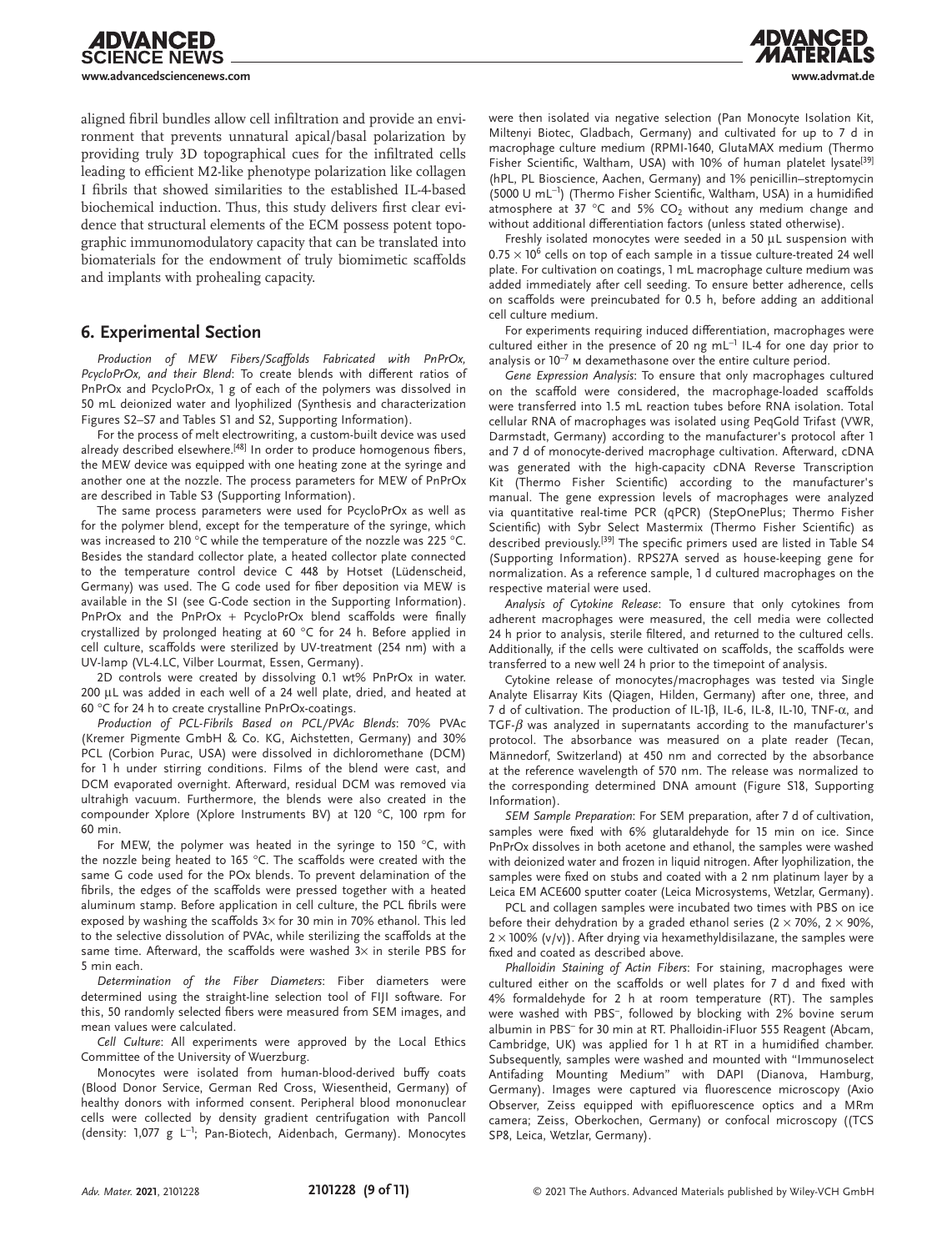aligned fibril bundles allow cell infiltration and provide an environment that prevents unnatural apical/basal polarization by providing truly 3D topographical cues for the infiltrated cells leading to efficient M2-like phenotype polarization like collagen I fibrils that showed similarities to the established IL-4-based biochemical induction. Thus, this study delivers first clear evidence that structural elements of the ECM possess potent topographic immunomodulatory capacity that can be translated into biomaterials for the endowment of truly biomimetic scaffolds and implants with prohealing capacity.

## 6. Experimental Section

*Production of MEW Fibers/Scaffolds Fabricated with PnPrOx, PcycloPrOx, and their Blend*: To create blends with different ratios of PnPrOx and PcycloPrOx, 1 g of each of the polymers was dissolved in 50 mL deionized water and lyophilized (Synthesis and characterization Figures S2–S7 and Tables S1 and S2, Supporting Information).

For the process of melt electrowriting, a custom-built device was used already described elsewhere.[48] In order to produce homogenous fibers, the MEW device was equipped with one heating zone at the syringe and another one at the nozzle. The process parameters for MEW of PnPrOx are described in Table S3 (Supporting Information).

The same process parameters were used for PcycloPrOx as well as for the polymer blend, except for the temperature of the syringe, which was increased to 210 °C while the temperature of the nozzle was 225 °C. Besides the standard collector plate, a heated collector plate connected to the temperature control device C 448 by Hotset (Lüdenscheid, Germany) was used. The G code used for fiber deposition via MEW is available in the SI (see G-Code section in the Supporting Information). PnPrOx and the PnPrOx + PcycloPrOx blend scaffolds were finally crystallized by prolonged heating at 60 °C for 24 h. Before applied in cell culture, scaffolds were sterilized by UV-treatment (254 nm) with a UV-lamp (VL-4.LC, Vilber Lourmat, Essen, Germany).

2D controls were created by dissolving 0.1 wt% PnPrOx in water. 200 µL was added in each well of a 24 well plate, dried, and heated at 60 °C for 24 h to create crystalline PnPrOx-coatings.

*Production of PCL-Fibrils Based on PCL/PVAc Blends*: 70% PVAc (Kremer Pigmente GmbH & Co. KG, Aichstetten, Germany) and 30% PCL (Corbion Purac, USA) were dissolved in dichloromethane (DCM) for 1 h under stirring conditions. Films of the blend were cast, and DCM evaporated overnight. Afterward, residual DCM was removed via ultrahigh vacuum. Furthermore, the blends were also created in the compounder Xplore (Xplore Instruments BV) at 120 °C, 100 rpm for 60 min.

For MEW, the polymer was heated in the syringe to 150 °C, with the nozzle being heated to 165 °C. The scaffolds were created with the same G code used for the POx blends. To prevent delamination of the fibrils, the edges of the scaffolds were pressed together with a heated aluminum stamp. Before application in cell culture, the PCL fibrils were exposed by washing the scaffolds 3× for 30 min in 70% ethanol. This led to the selective dissolution of PVAc, while sterilizing the scaffolds at the same time. Afterward, the scaffolds were washed 3× in sterile PBS for 5 min each.

*Determination of the Fiber Diameters*: Fiber diameters were determined using the straight-line selection tool of FIJI software. For this, 50 randomly selected fibers were measured from SEM images, and mean values were calculated.

*Cell Culture*: All experiments were approved by the Local Ethics Committee of the University of Wuerzburg.

Monocytes were isolated from human-blood-derived buffy coats (Blood Donor Service, German Red Cross, Wiesentheid, Germany) of healthy donors with informed consent. Peripheral blood mononuclear cells were collected by density gradient centrifugation with Pancoll (density: 1,077 g $L^{-1}$; Pan-Biotech, Aidenbach, Germany). Monocytes were then isolated via negative selection (Pan Monocyte Isolation Kit, Miltenyi Biotec, Gladbach, Germany) and cultivated for up to 7 d in macrophage culture medium (RPMI-1640, GlutaMAX medium (Thermo Fisher Scientific, Waltham, USA) with 10% of human platelet lysate[39] (hPL, PL Bioscience, Aachen, Germany) and 1% penicillin–streptomycin (5000 U $mL^{-1}$) (Thermo Fisher Scientific, Waltham, USA) in a humidified atmosphere at 37 °C and 5% $CO_2$ without any medium change and without additional differentiation factors (unless stated otherwise).

Freshly isolated monocytes were seeded in a 50 µL suspension with $0.75 \times 10^6$ cells on top of each sample in a tissue culture-treated 24 well plate. For cultivation on coatings, 1 mL macrophage culture medium was added immediately after cell seeding. To ensure better adherence, cells on scaffolds were preincubated for 0.5 h, before adding an additional cell culture medium.

For experiments requiring induced differentiation, macrophages were cultured either in the presence of 20 ng $mL^{-1}$ IL-4 for one day prior to analysis or $10^{-7}$ M dexamethasone over the entire culture period.

*Gene Expression Analysis*: To ensure that only macrophages cultured on the scaffold were considered, the macrophage-loaded scaffolds were transferred into 1.5 mL reaction tubes before RNA isolation. Total cellular RNA of macrophages was isolated using PeqGold Trifast (VWR, Darmstadt, Germany) according to the manufacturer's protocol after 1 and 7 d of monocyte-derived macrophage cultivation. Afterward, cDNA was generated with the high-capacity cDNA Reverse Transcription Kit (Thermo Fisher Scientific) according to the manufacturer's manual. The gene expression levels of macrophages were analyzed via quantitative real-time PCR (qPCR) (StepOnePlus; Thermo Fisher Scientific) with Sybr Select Mastermix (Thermo Fisher Scientific) as described previously.[39] The specific primers used are listed in Table S4 (Supporting Information). RPS27A served as house-keeping gene for normalization. As a reference sample, 1 d cultured macrophages on the respective material were used.

*Analysis of Cytokine Release*: To ensure that only cytokines from adherent macrophages were measured, the cell media were collected 24 h prior to analysis, sterile filtered, and returned to the cultured cells. Additionally, if the cells were cultivated on scaffolds, the scaffolds were transferred to a new well 24 h prior to the timepoint of analysis.

Cytokine release of monocytes/macrophages was tested via Single Analyte Elisarray Kits (Qiagen, Hilden, Germany) after one, three, and 7 d of cultivation. The production of IL-1β, IL-6, IL-8, IL-10, TNF-α, and TGF-β was analyzed in supernatants according to the manufacturer's protocol. The absorbance was measured on a plate reader (Tecan, Männedorf, Switzerland) at 450 nm and corrected by the absorbance at the reference wavelength of 570 nm. The release was normalized to the corresponding determined DNA amount (Figure S18, Supporting Information).

*SEM Sample Preparation*: For SEM preparation, after 7 d of cultivation, samples were fixed with 6% glutaraldehyde for 15 min on ice. Since PnPrOx dissolves in both acetone and ethanol, the samples were washed with deionized water and frozen in liquid nitrogen. After lyophilization, the samples were fixed on stubs and coated with a 2 nm platinum layer by a Leica EM ACE600 sputter coater (Leica Microsystems, Wetzlar, Germany).

PCL and collagen samples were incubated two times with PBS on ice before their dehydration by a graded ethanol series (2 × 70%, 2 × 90%, 2 × 100% (v/v)). After drying via hexamethyldisilazane, the samples were fixed and coated as described above.

*Phalloidin Staining of Actin Fibers*: For staining, macrophages were cultured either on the scaffolds or well plates for 7 d and fixed with 4% formaldehyde for 2 h at room temperature (RT). The samples were washed with $PBS^{-}$, followed by blocking with 2% bovine serum albumin in $PBS^{-}$ for 30 min at RT. Phalloidin-iFluor 555 Reagent (Abcam, Cambridge, UK) was applied for 1 h at RT in a humidified chamber. Subsequently, samples were washed and mounted with "Immunoselect Antifading Mounting Medium" with DAPI (Dianova, Hamburg, Germany). Images were captured via fluorescence microscopy (Axio Observer, Zeiss equipped with epifluorescence optics and a MRm camera; Zeiss, Oberkochen, Germany) or confocal microscopy ((TCS SP8, Leica, Wetzlar, Germany).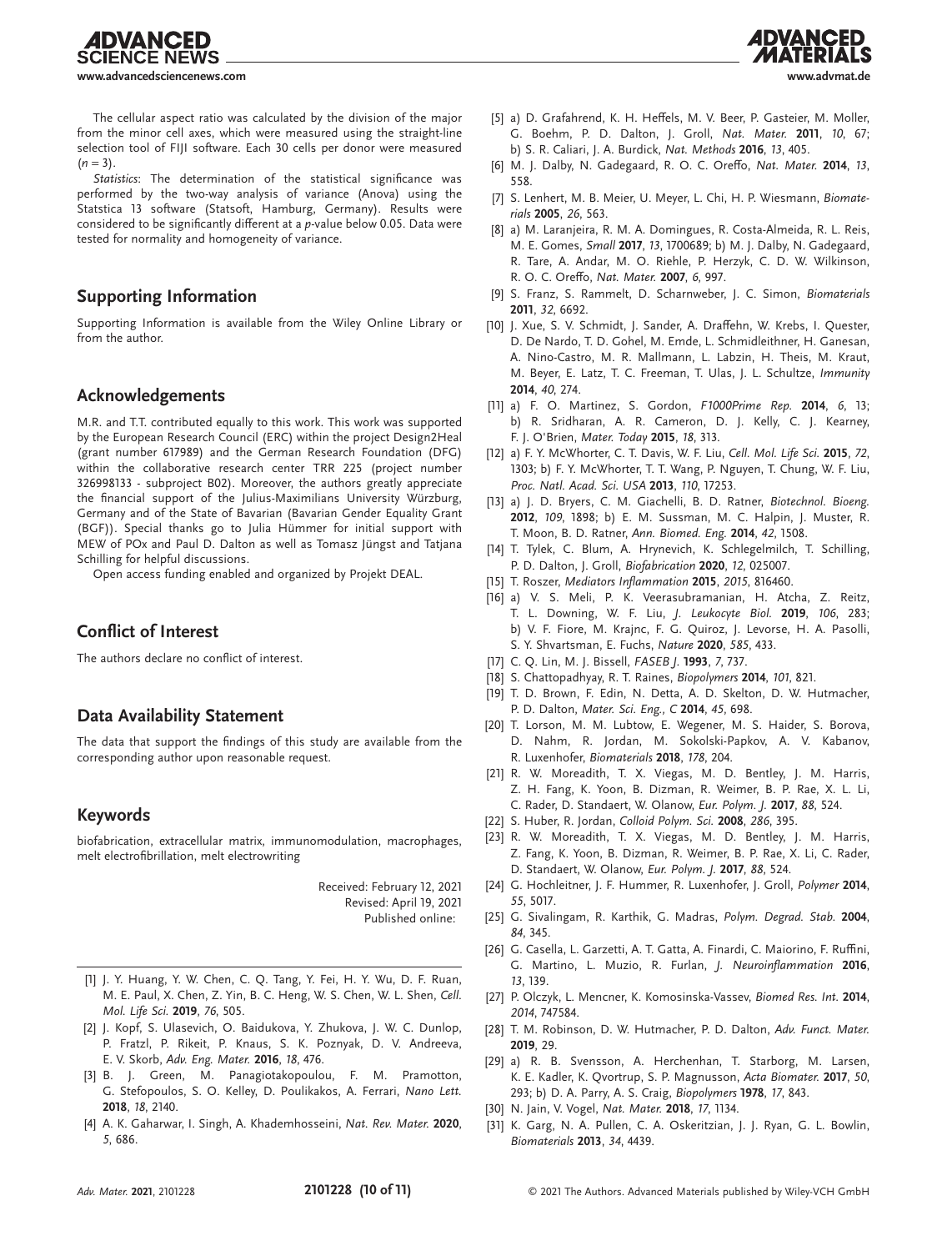The cellular aspect ratio was calculated by the division of the major from the minor cell axes, which were measured using the straight-line selection tool of FIJI software. Each 30 cells per donor were measured ($n = 3$).

*Statistics*: The determination of the statistical significance was performed by the two-way analysis of variance (Anova) using the Statstica 13 software (Statsoft, Hamburg, Germany). Results were considered to be significantly different at a *p*-value below 0.05. Data were tested for normality and homogeneity of variance.

## Supporting Information

Supporting Information is available from the Wiley Online Library or from the author.

## Acknowledgements

M.R. and T.T. contributed equally to this work. This work was supported by the European Research Council (ERC) within the project Design2Heal (grant number 617989) and the German Research Foundation (DFG) within the collaborative research center TRR 225 (project number 326998133 - subproject B02). Moreover, the authors greatly appreciate the financial support of the Julius-Maximilians University Würzburg, Germany and of the State of Bavarian (Bavarian Gender Equality Grant (BGF)). Special thanks go to Julia Hümmer for initial support with MEW of POx and Paul D. Dalton as well as Tomasz Jüngst and Tatjana Schilling for helpful discussions.

Open access funding enabled and organized by Projekt DEAL.

## Conflict of Interest

The authors declare no conflict of interest.

## Data Availability Statement

The data that support the findings of this study are available from the corresponding author upon reasonable request.

## Keywords

biofabrication, extracellular matrix, immunomodulation, macrophages, melt electrofibrillation, melt electrowriting

Received: February 12, 2021
Revised: April 19, 2021
Published online:

[1] J. Y. Huang, Y. W. Chen, C. Q. Tang, Y. Fei, H. Y. Wu, D. F. Ruan, M. E. Paul, X. Chen, Z. Yin, B. C. Heng, W. S. Chen, W. L. Shen, *Cell. Mol. Life Sci.* **2019**, *76*, 505.

[2] J. Kopf, S. Ulasevich, O. Baidukova, Y. Zhukova, J. W. C. Dunlop, P. Fratzl, P. Rikeit, P. Knaus, S. K. Poznyak, D. V. Andreeva, E. V. Skorb, *Adv. Eng. Mater.* **2016**, *18*, 476.

[3] B. J. Green, M. Panagiotakopoulou, F. M. Pramotton, G. Stefopoulos, S. O. Kelley, D. Poulikakos, A. Ferrari, *Nano Lett.* **2018**, *18*, 2140.

[4] A. K. Gaharwar, I. Singh, A. Khademhosseini, *Nat. Rev. Mater.* **2020**, *5*, 686.

[5] a) D. Grafahrend, K. H. Heffels, M. V. Beer, P. Gasteier, M. Moller, G. Boehm, P. D. Dalton, J. Groll, *Nat. Mater.* **2011**, *10*, 67; b) S. R. Caliari, J. A. Burdick, *Nat. Methods* **2016**, *13*, 405.

[6] M. J. Dalby, N. Gadegaard, R. O. C. Oreffo, *Nat. Mater.* **2014**, *13*, 558.

[7] S. Lenhert, M. B. Meier, U. Meyer, L. Chi, H. P. Wiesmann, *Biomaterials* **2005**, *26*, 563.

[8] a) M. Laranjeira, R. M. A. Domingues, R. Costa-Almeida, R. L. Reis, M. E. Gomes, *Small* **2017**, *13*, 1700689; b) M. J. Dalby, N. Gadegaard, R. Tare, A. Andar, M. O. Riehle, P. Herzyk, C. D. W. Wilkinson, R. O. C. Oreffo, *Nat. Mater.* **2007**, *6*, 997.

[9] S. Franz, S. Rammelt, D. Scharnweber, J. C. Simon, *Biomaterials* **2011**, *32*, 6692.

[10] J. Xue, S. V. Schmidt, J. Sander, A. Draffehn, W. Krebs, I. Quester, D. De Nardo, T. D. Gohel, M. Emde, L. Schmidleithner, H. Ganesan, A. Nino-Castro, M. R. Mallmann, L. Labzin, H. Theis, M. Kraut, M. Beyer, E. Latz, T. C. Freeman, T. Ulas, J. L. Schultze, *Immunity* **2014**, *40*, 274.

[11] a) F. O. Martinez, S. Gordon, *F1000Prime Rep.* **2014**, *6*, 13; b) R. Sridharan, A. R. Cameron, D. J. Kelly, C. J. Kearney, F. J. O'Brien, *Mater. Today* **2015**, *18*, 313.

[12] a) F. Y. McWhorter, C. T. Davis, W. F. Liu, *Cell. Mol. Life Sci.* **2015**, *72*, 1303; b) F. Y. McWhorter, T. T. Wang, P. Nguyen, T. Chung, W. F. Liu, *Proc. Natl. Acad. Sci. USA* **2013**, *110*, 17253.

[13] a) J. D. Bryers, C. M. Giachelli, B. D. Ratner, *Biotechnol. Bioeng.* **2012**, *109*, 1898; b) E. M. Sussman, M. C. Halpin, J. Muster, R. T. Moon, B. D. Ratner, *Ann. Biomed. Eng.* **2014**, *42*, 1508.

[14] T. Tylek, C. Blum, A. Hrynevich, K. Schlegelmilch, T. Schilling, P. D. Dalton, J. Groll, *Biofabrication* **2020**, *12*, 025007.

[15] T. Roszer, *Mediators Inflammation* **2015**, *2015*, 816460.

[16] a) V. S. Meli, P. K. Veerasubramanian, H. Atcha, Z. Reitz, T. L. Downing, W. F. Liu, *J. Leukocyte Biol.* **2019**, *106*, 283; b) V. F. Fiore, M. Krajnc, F. G. Quiroz, J. Levorse, H. A. Pasolli, S. Y. Shvartsman, E. Fuchs, *Nature* **2020**, *585*, 433.

[17] C. Q. Lin, M. J. Bissell, *FASEB J.* **1993**, *7*, 737.

[18] S. Chattopadhyay, R. T. Raines, *Biopolymers* **2014**, *101*, 821.

[19] T. D. Brown, F. Edin, N. Detta, A. D. Skelton, D. W. Hutmacher, P. D. Dalton, *Mater. Sci. Eng., C* **2014**, *45*, 698.

[20] T. Lorson, M. M. Lubtow, E. Wegener, M. S. Haider, S. Borova, D. Nahm, R. Jordan, M. Sokolski-Papkov, A. V. Kabanov, R. Luxenhofer, *Biomaterials* **2018**, *178*, 204.

[21] R. W. Moreadith, T. X. Viegas, M. D. Bentley, J. M. Harris, Z. H. Fang, K. Yoon, B. Dizman, R. Weimer, B. P. Rae, X. L. Li, C. Rader, D. Standaert, W. Olanow, *Eur. Polym. J.* **2017**, *88*, 524.

[22] S. Huber, R. Jordan, *Colloid Polym. Sci.* **2008**, *286*, 395.

[23] R. W. Moreadith, T. X. Viegas, M. D. Bentley, J. M. Harris, Z. Fang, K. Yoon, B. Dizman, R. Weimer, B. P. Rae, X. Li, C. Rader, D. Standaert, W. Olanow, *Eur. Polym. J.* **2017**, *88*, 524.

[24] G. Hochleitner, J. F. Hummer, R. Luxenhofer, J. Groll, *Polymer* **2014**, *55*, 5017.

[25] G. Sivalingam, R. Karthik, G. Madras, *Polym. Degrad. Stab.* **2004**, *84*, 345.

[26] G. Casella, L. Garzetti, A. T. Gatta, A. Finardi, C. Maiorino, F. Ruffini, G. Martino, L. Muzio, R. Furlan, *J. Neuroinflammation* **2016**, *13*, 139.

[27] P. Olczyk, L. Mencner, K. Komosinska-Vassev, *Biomed Res. Int.* **2014**, *2014*, 747584.

[28] T. M. Robinson, D. W. Hutmacher, P. D. Dalton, *Adv. Funct. Mater.* **2019**, 29.

[29] a) R. B. Svensson, A. Herchenhan, T. Starborg, M. Larsen, K. E. Kadler, K. Qvortrup, S. P. Magnusson, *Acta Biomater.* **2017**, *50*, 293; b) D. A. Parry, A. S. Craig, *Biopolymers* **1978**, *17*, 843.

[30] N. Jain, V. Vogel, *Nat. Mater.* **2018**, *17*, 1134.

[31] K. Garg, N. A. Pullen, C. A. Oskeritzian, J. J. Ryan, G. L. Bowlin, *Biomaterials* **2013**, *34*, 4439.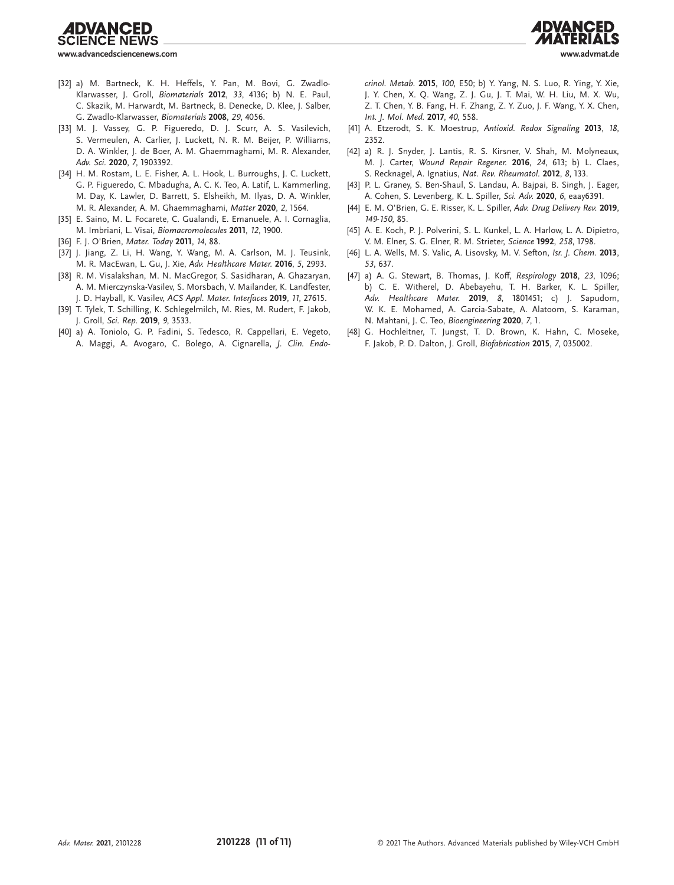[32] a) M. Bartneck, K. H. Heffels, Y. Pan, M. Bovi, G. Zwadlo-Klarwasser, J. Groll, *Biomaterials* **2012**, *33*, 4136; b) N. E. Paul, C. Skazik, M. Harwardt, M. Bartneck, B. Denecke, D. Klee, J. Salber, G. Zwadlo-Klarwasser, *Biomaterials* **2008**, *29*, 4056.

[33] M. J. Vassey, G. P. Figueredo, D. J. Scurr, A. S. Vasilevich, S. Vermeulen, A. Carlier, J. Luckett, N. R. M. Beijer, P. Williams, D. A. Winkler, J. de Boer, A. M. Ghaemmaghami, M. R. Alexander, *Adv. Sci.* **2020**, *7*, 1903392.

[34] H. M. Rostam, L. E. Fisher, A. L. Hook, L. Burroughs, J. C. Luckett, G. P. Figueredo, C. Mbadugha, A. C. K. Teo, A. Latif, L. Kammerling, M. Day, K. Lawler, D. Barrett, S. Elsheikh, M. Ilyas, D. A. Winkler, M. R. Alexander, A. M. Ghaemmaghami, *Matter* **2020**, *2*, 1564.

[35] E. Saino, M. L. Focarete, C. Gualandi, E. Emanuele, A. I. Cornaglia, M. Imbriani, L. Visai, *Biomacromolecules* **2011**, *12*, 1900.

[36] F. J. O'Brien, *Mater. Today* **2011**, *14*, 88.

[37] J. Jiang, Z. Li, H. Wang, Y. Wang, M. A. Carlson, M. J. Teusink, M. R. MacEwan, L. Gu, J. Xie, *Adv. Healthcare Mater.* **2016**, *5*, 2993.

[38] R. M. Visalakshan, M. N. MacGregor, S. Sasidharan, A. Ghazaryan, A. M. Mierczynska-Vasilev, S. Morsbach, V. Mailander, K. Landfester, J. D. Hayball, K. Vasilev, *ACS Appl. Mater. Interfaces* **2019**, *11*, 27615.

[39] T. Tylek, T. Schilling, K. Schlegelmilch, M. Ries, M. Rudert, F. Jakob, J. Groll, *Sci. Rep.* **2019**, *9*, 3533.

[40] a) A. Toniolo, G. P. Fadini, S. Tedesco, R. Cappellari, E. Vegeto, A. Maggi, A. Avogaro, C. Bolego, A. Cignarella, *J. Clin. Endocrinol. Metab.* **2015**, *100*, E50; b) Y. Yang, N. S. Luo, R. Ying, Y. Xie, J. Y. Chen, X. Q. Wang, Z. J. Gu, J. T. Mai, W. H. Liu, M. X. Wu, Z. T. Chen, Y. B. Fang, H. F. Zhang, Z. Y. Zuo, J. F. Wang, Y. X. Chen, *Int. J. Mol. Med.* **2017**, *40*, 558.

[41] A. Etzerodt, S. K. Moestrup, *Antioxid. Redox Signaling* **2013**, *18*, 2352.

[42] a) R. J. Snyder, J. Lantis, R. S. Kirsner, V. Shah, M. Molyneaux, M. J. Carter, *Wound Repair Regener.* **2016**, *24*, 613; b) L. Claes, S. Recknagel, A. Ignatius, *Nat. Rev. Rheumatol.* **2012**, *8*, 133.

[43] P. L. Graney, S. Ben-Shaul, S. Landau, A. Bajpai, B. Singh, J. Eager, A. Cohen, S. Levenberg, K. L. Spiller, *Sci. Adv.* **2020**, *6*, eaay6391.

[44] E. M. O'Brien, G. E. Risser, K. L. Spiller, *Adv. Drug Delivery Rev.* **2019**, *149-150*, 85.

[45] A. E. Koch, P. J. Polverini, S. L. Kunkel, L. A. Harlow, L. A. Dipietro, V. M. Elner, S. G. Elner, R. M. Strieter, *Science* **1992**, *258*, 1798.

[46] L. A. Wells, M. S. Valic, A. Lisovsky, M. V. Sefton, *Isr. J. Chem.* **2013**, *53*, 637.

[47] a) A. G. Stewart, B. Thomas, J. Koff, *Respirology* **2018**, *23*, 1096; b) C. E. Witherel, D. Abebayehu, T. H. Barker, K. L. Spiller, *Adv. Healthcare Mater.* **2019**, *8*, 1801451; c) J. Sapudom, W. K. E. Mohamed, A. Garcia-Sabate, A. Alatoom, S. Karaman, N. Mahtani, J. C. Teo, *Bioengineering* **2020**, *7*, 1.

[48] G. Hochleitner, T. Jungst, T. D. Brown, K. Hahn, C. Moseke, F. Jakob, P. D. Dalton, J. Groll, *Biofabrication* **2015**, *7*, 035002.